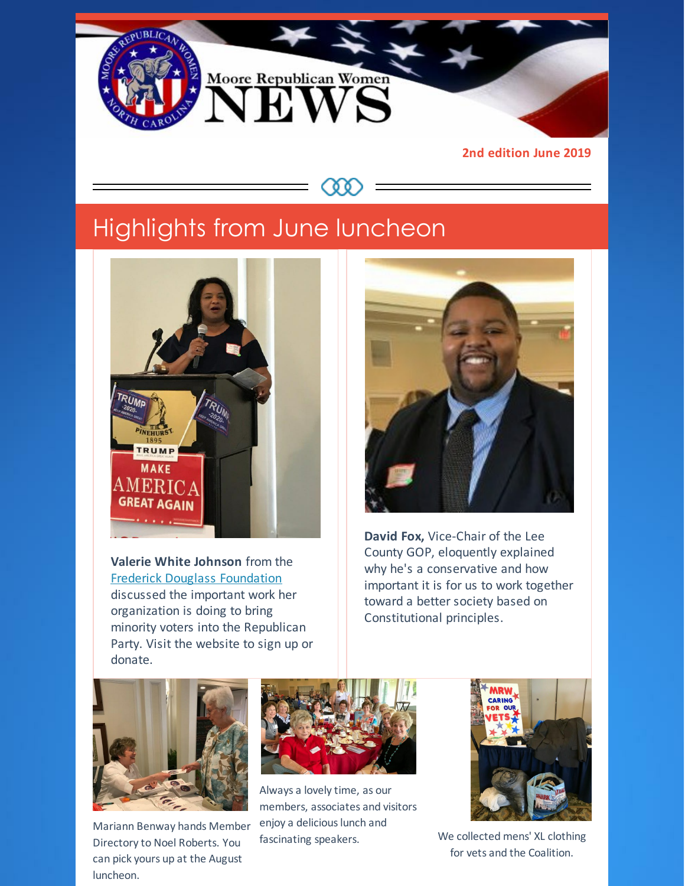# Moore Republican Women NEWS

**2nd edition June 2019**

## Highlights from June luncheon

**Valerie White Johnson** from the [Frederick Douglass Foundation](Frederick Douglass Foundation) discussed the important work her organization is doing to bring minority voters into the Republican Party. Visit the website to sign up or donate.

**David Fox,** Vice-Chair of the Lee County GOP, eloquently explained why he's a conservative and how important it is for us to work together toward a better society based on Constitutional principles.

Mariann Benway hands Member Directory to Noel Roberts. You can pick yours up at the August luncheon.

Always a lovely time, as our members, associates and visitors enjoy a delicious lunch and fascinating speakers.

We collected mens' XL clothing for vets and the Coalition.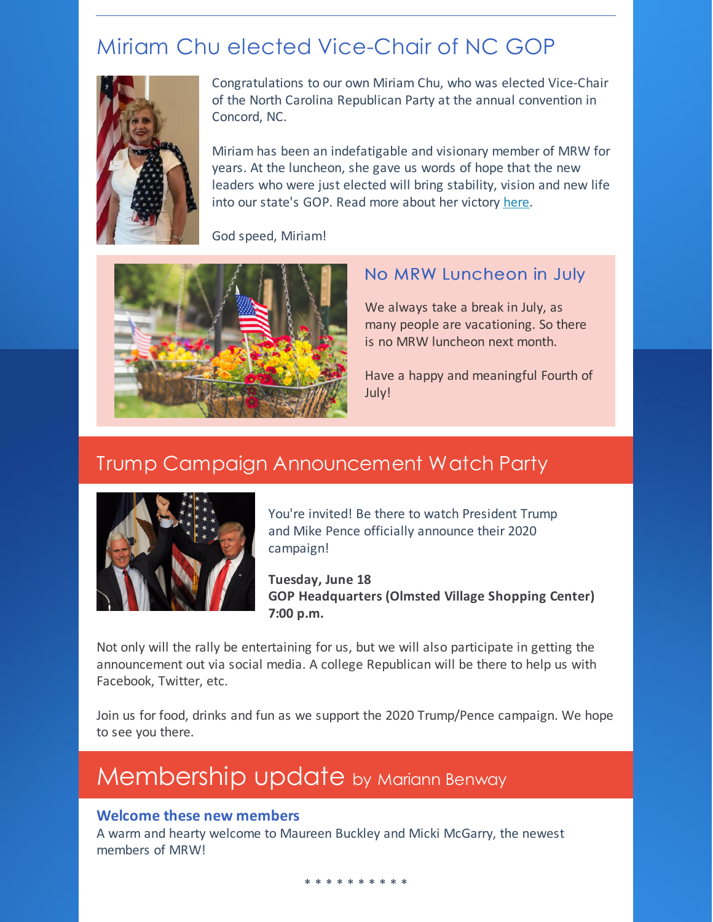## Miriam Chu elected Vice-Chair of NC GOP

Congratulations to our own Miriam Chu, who was elected Vice-Chair of the North Carolina Republican Party at the annual convention in Concord, NC.

Miriam has been an indefatigable and visionary member of MRW for years. At the luncheon, she gave us words of hope that the new leaders who were just elected will bring stability, vision and new life into our state's GOP. Read more about her victory here.

God speed, Miriam!

### No MRW Luncheon in July

We always take a break in July, as many people are vacationing. So there is no MRW luncheon next month.

Have a happy and meaningful Fourth of July!

## Trump Campaign Announcement Watch Party

You're invited! Be there to watch President Trump and Mike Pence officially announce their 2020 campaign!

**Tuesday, June 18**
**GOP Headquarters (Olmsted Village Shopping Center)**
**7:00 p.m.**

Not only will the rally be entertaining for us, but we will also participate in getting the announcement out via social media. A college Republican will be there to help us with Facebook, Twitter, etc.

Join us for food, drinks and fun as we support the 2020 Trump/Pence campaign. We hope to see you there.

## Membership update by Mariann Benway

**Welcome these new members**

A warm and hearty welcome to Maureen Buckley and Micki McGarry, the newest members of MRW!

* * * * * * * * * *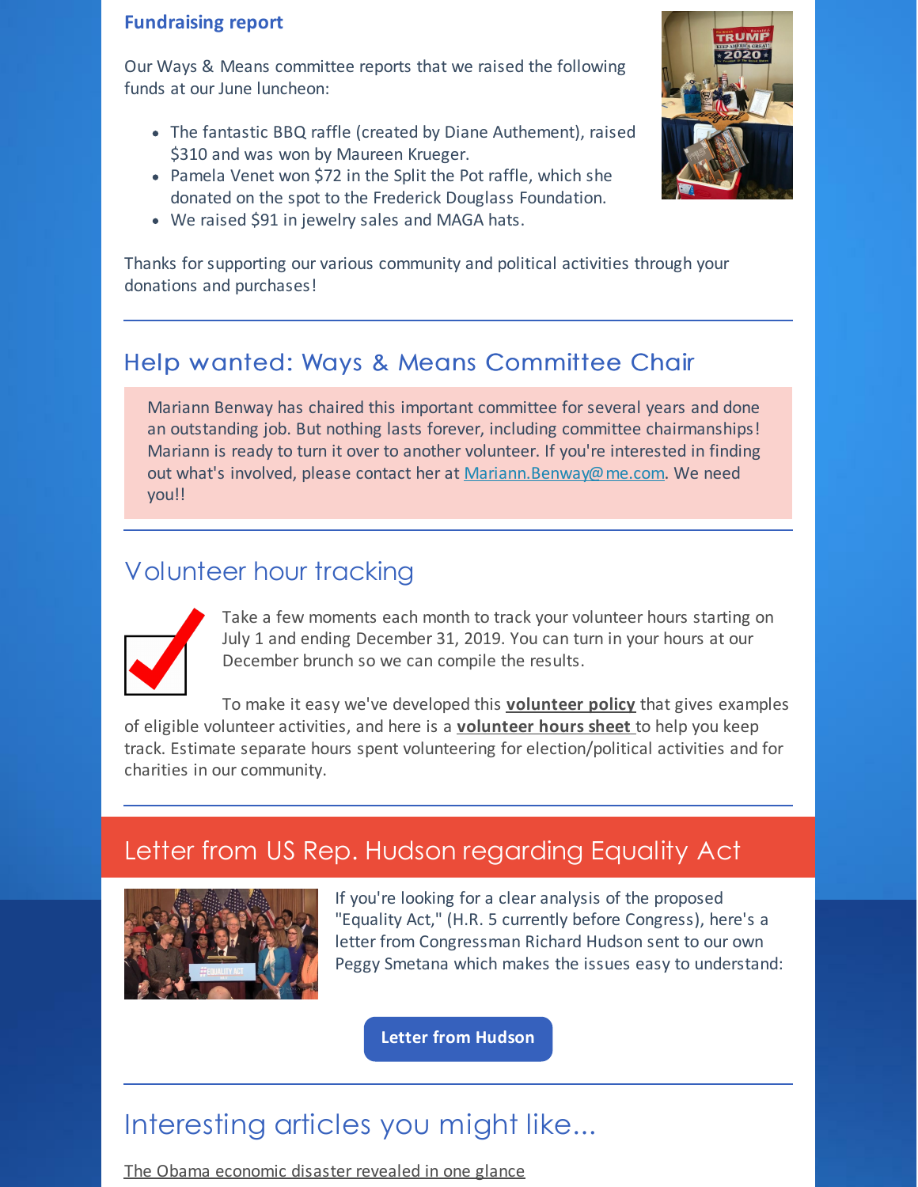## Fundraising report

Our Ways & Means committee reports that we raised the following funds at our June luncheon:

- The fantastic BBQ raffle (created by Diane Authement), raised $310 and was won by Maureen Krueger.
- Pamela Venet won $72 in the Split the Pot raffle, which she donated on the spot to the Frederick Douglass Foundation.
- We raised $91 in jewelry sales and MAGA hats.

Thanks for supporting our various community and political activities through your donations and purchases!

---

## Help wanted: Ways & Means Committee Chair

Mariann Benway has chaired this important committee for several years and done an outstanding job. But nothing lasts forever, including committee chairmanships! Mariann is ready to turn it over to another volunteer. If you're interested in finding out what's involved, please contact her at Mariann.Benway@me.com. We need you!!

---

## Volunteer hour tracking

Take a few moments each month to track your volunteer hours starting on July 1 and ending December 31, 2019. You can turn in your hours at our December brunch so we can compile the results.

To make it easy we've developed this **volunteer policy** that gives examples of eligible volunteer activities, and here is a **volunteer hours sheet** to help you keep track. Estimate separate hours spent volunteering for election/political activities and for charities in our community.

---

## Letter from US Rep. Hudson regarding Equality Act

If you're looking for a clear analysis of the proposed "Equality Act," (H.R. 5 currently before Congress), here's a letter from Congressman Richard Hudson sent to our own Peggy Smetana which makes the issues easy to understand:

**Letter from Hudson**

---

## Interesting articles you might like...

The Obama economic disaster revealed in one glance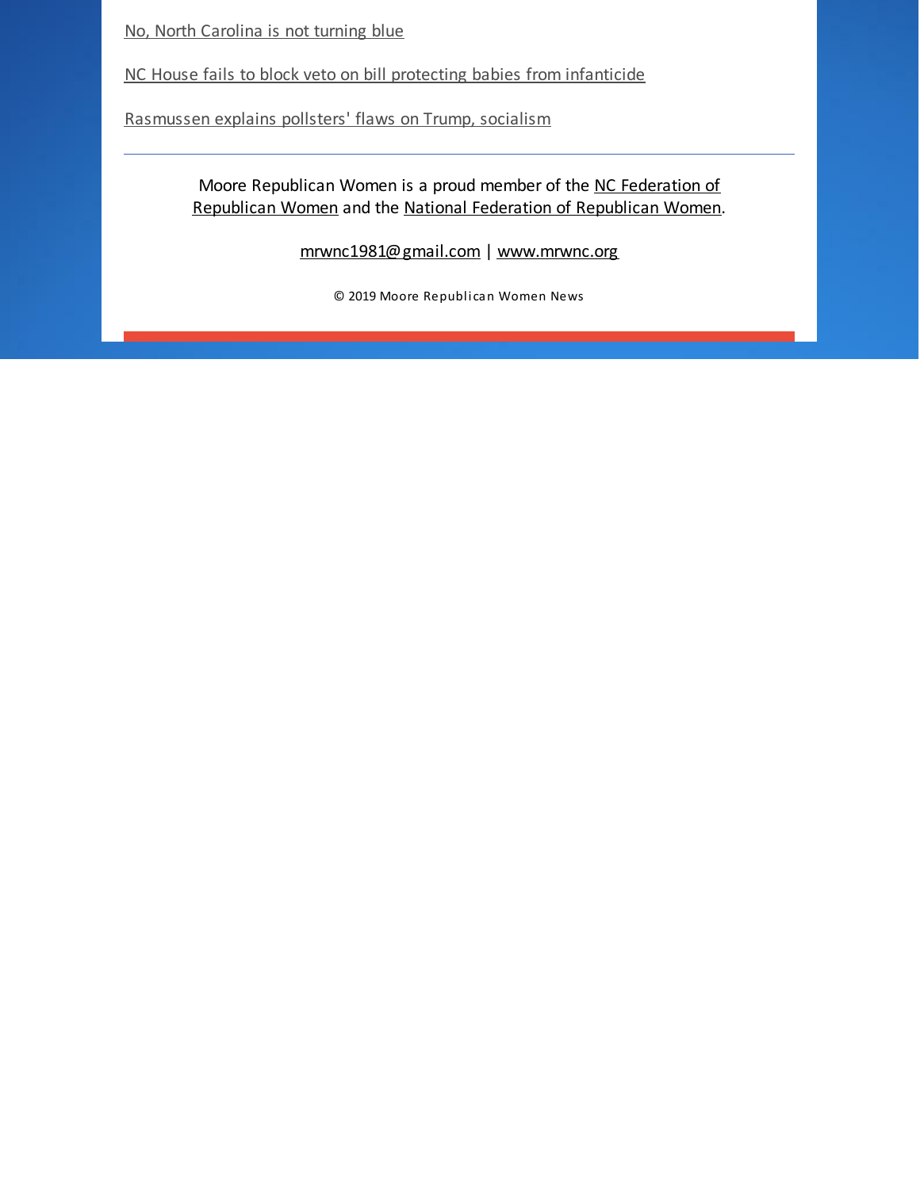No, North Carolina is not turning blue

NC House fails to block veto on bill protecting babies from infanticide

Rasmussen explains pollsters' flaws on Trump, socialism

---

Moore Republican Women is a proud member of the NC Federation of Republican Women and the National Federation of Republican Women.

mrwnc1981@gmail.com | www.mrwnc.org

© 2019 Moore Republican Women News